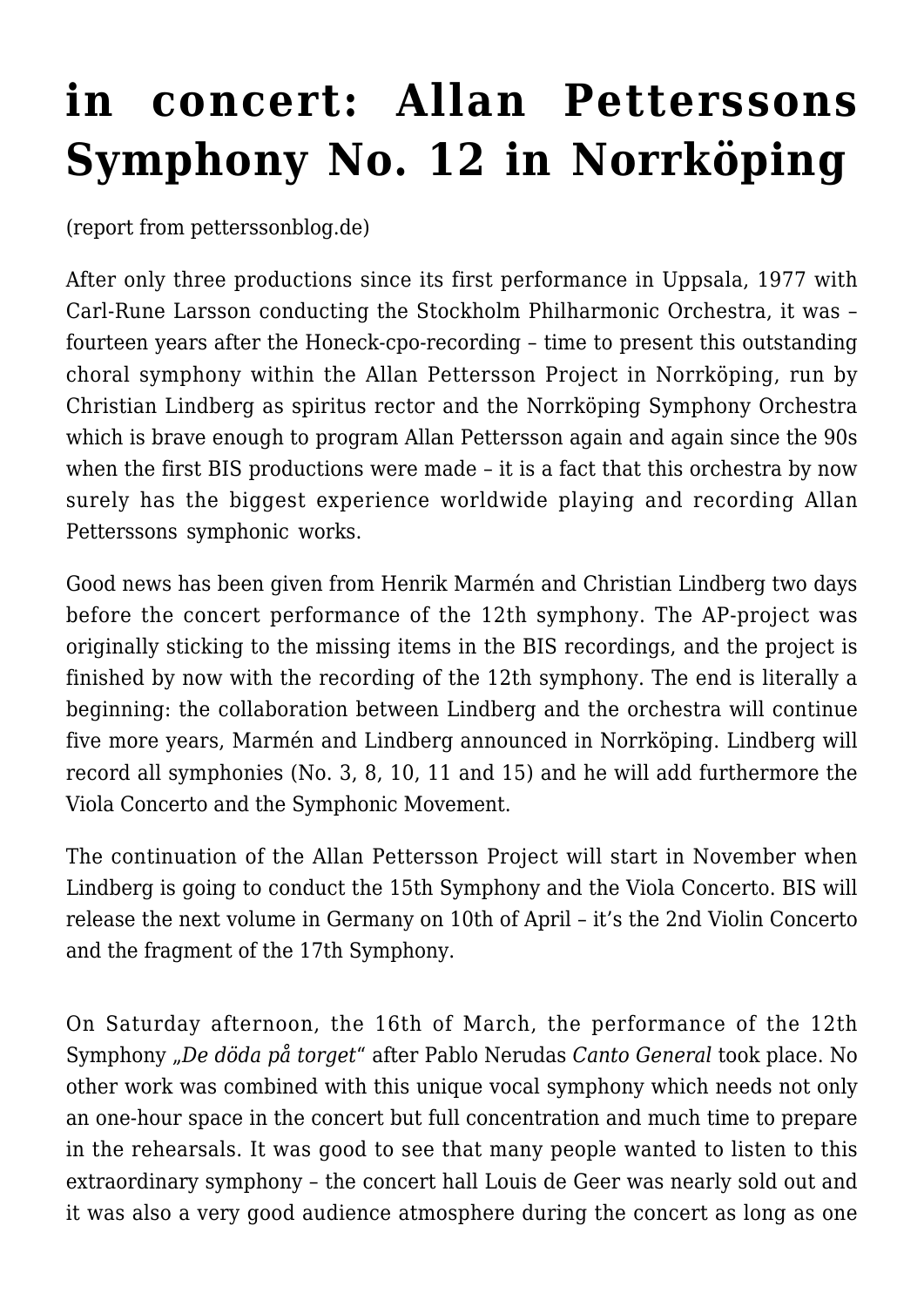# in concert: Allan Petterssons Symphony No. 12 in Norrköping

(report from petterssonblog.de)

After only three productions since its first performance in Uppsala, 1977 with Carl-Rune Larsson conducting the Stockholm Philharmonic Orchestra, it was – fourteen years after the Honeck-cpo-recording – time to present this outstanding choral symphony within the Allan Pettersson Project in Norrköping, run by Christian Lindberg as spiritus rector and the Norrköping Symphony Orchestra which is brave enough to program Allan Pettersson again and again since the 90s when the first BIS productions were made – it is a fact that this orchestra by now surely has the biggest experience worldwide playing and recording Allan Petterssons symphonic works.

Good news has been given from Henrik Marmén and Christian Lindberg two days before the concert performance of the 12th symphony. The AP-project was originally sticking to the missing items in the BIS recordings, and the project is finished by now with the recording of the 12th symphony. The end is literally a beginning: the collaboration between Lindberg and the orchestra will continue five more years, Marmén and Lindberg announced in Norrköping. Lindberg will record all symphonies (No. 3, 8, 10, 11 and 15) and he will add furthermore the Viola Concerto and the Symphonic Movement.

The continuation of the Allan Pettersson Project will start in November when Lindberg is going to conduct the 15th Symphony and the Viola Concerto. BIS will release the next volume in Germany on 10th of April – it's the 2nd Violin Concerto and the fragment of the 17th Symphony.

On Saturday afternoon, the 16th of March, the performance of the 12th Symphony „*De döda på torget*" after Pablo Nerudas *Canto General* took place. No other work was combined with this unique vocal symphony which needs not only an one-hour space in the concert but full concentration and much time to prepare in the rehearsals. It was good to see that many people wanted to listen to this extraordinary symphony – the concert hall Louis de Geer was nearly sold out and it was also a very good audience atmosphere during the concert as long as one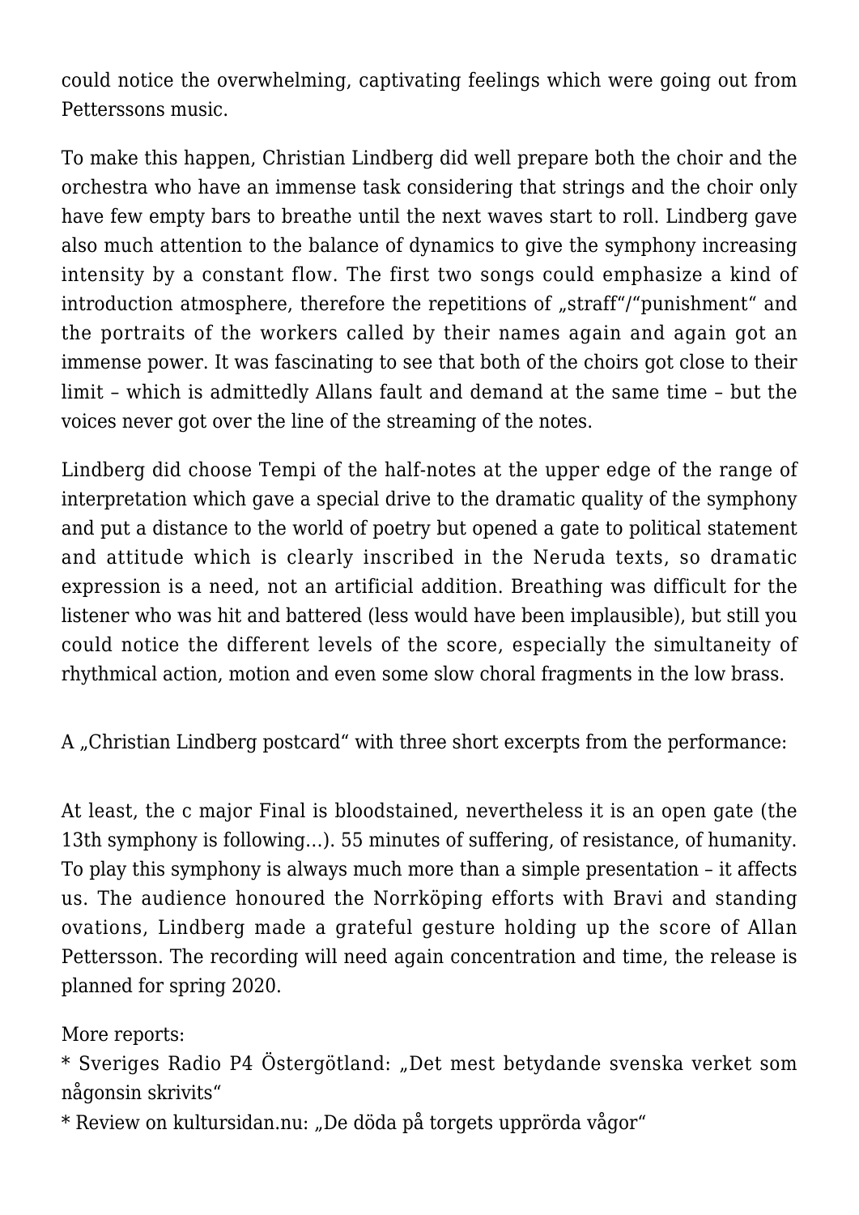could notice the overwhelming, captivating feelings which were going out from Petterssons music.

To make this happen, Christian Lindberg did well prepare both the choir and the orchestra who have an immense task considering that strings and the choir only have few empty bars to breathe until the next waves start to roll. Lindberg gave also much attention to the balance of dynamics to give the symphony increasing intensity by a constant flow. The first two songs could emphasize a kind of introduction atmosphere, therefore the repetitions of „straff"/"punishment" and the portraits of the workers called by their names again and again got an immense power. It was fascinating to see that both of the choirs got close to their limit – which is admittedly Allans fault and demand at the same time – but the voices never got over the line of the streaming of the notes.

Lindberg did choose Tempi of the half-notes at the upper edge of the range of interpretation which gave a special drive to the dramatic quality of the symphony and put a distance to the world of poetry but opened a gate to political statement and attitude which is clearly inscribed in the Neruda texts, so dramatic expression is a need, not an artificial addition. Breathing was difficult for the listener who was hit and battered (less would have been implausible), but still you could notice the different levels of the score, especially the simultaneity of rhythmical action, motion and even some slow choral fragments in the low brass.

A „Christian Lindberg postcard" with three short excerpts from the performance:

At least, the c major Final is bloodstained, nevertheless it is an open gate (the 13th symphony is following…). 55 minutes of suffering, of resistance, of humanity. To play this symphony is always much more than a simple presentation – it affects us. The audience honoured the Norrköping efforts with Bravi and standing ovations, Lindberg made a grateful gesture holding up the score of Allan Pettersson. The recording will need again concentration and time, the release is planned for spring 2020.

More reports:
* Sveriges Radio P4 Östergötland: „Det mest betydande svenska verket som någonsin skrivits"
* Review on kultursidan.nu: „De döda på torgets upprörda vågor"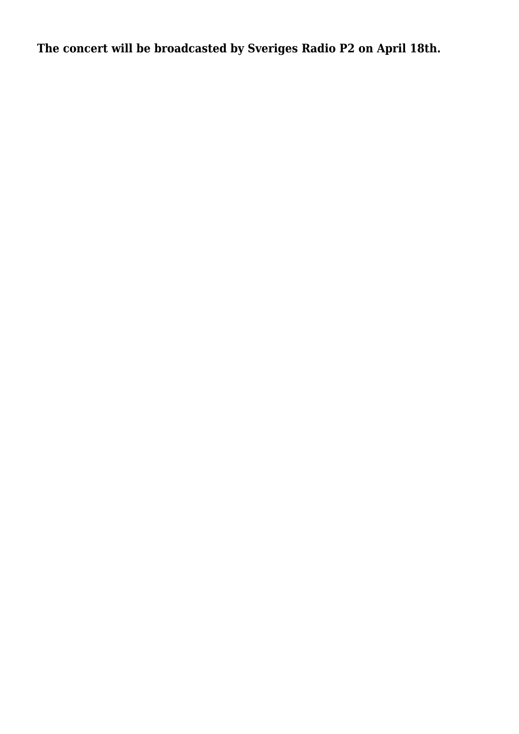**The concert will be broadcasted by Sveriges Radio P2 on April 18th.**